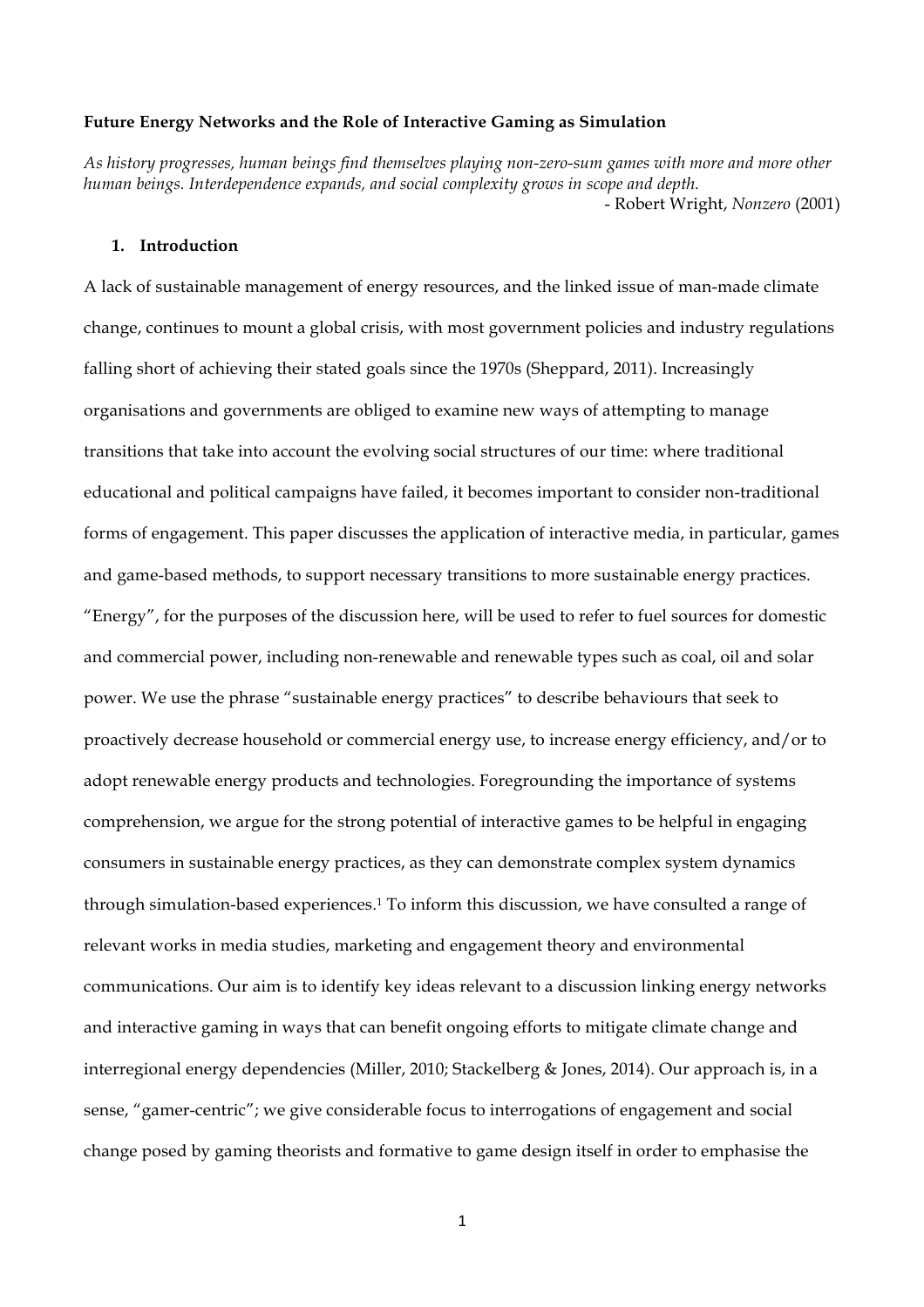**Future Energy Networks and the Role of Interactive Gaming as Simulation**

*As history progresses, human beings find themselves playing non-zero-sum games with more and more other human beings. Interdependence expands, and social complexity grows in scope and depth.*
- Robert Wright, *Nonzero* (2001)

## 1. Introduction

A lack of sustainable management of energy resources, and the linked issue of man-made climate change, continues to mount a global crisis, with most government policies and industry regulations falling short of achieving their stated goals since the 1970s (Sheppard, 2011). Increasingly organisations and governments are obliged to examine new ways of attempting to manage transitions that take into account the evolving social structures of our time: where traditional educational and political campaigns have failed, it becomes important to consider non-traditional forms of engagement. This paper discusses the application of interactive media, in particular, games and game-based methods, to support necessary transitions to more sustainable energy practices. "Energy", for the purposes of the discussion here, will be used to refer to fuel sources for domestic and commercial power, including non-renewable and renewable types such as coal, oil and solar power. We use the phrase "sustainable energy practices" to describe behaviours that seek to proactively decrease household or commercial energy use, to increase energy efficiency, and/or to adopt renewable energy products and technologies. Foregrounding the importance of systems comprehension, we argue for the strong potential of interactive games to be helpful in engaging consumers in sustainable energy practices, as they can demonstrate complex system dynamics through simulation-based experiences.[1] To inform this discussion, we have consulted a range of relevant works in media studies, marketing and engagement theory and environmental communications. Our aim is to identify key ideas relevant to a discussion linking energy networks and interactive gaming in ways that can benefit ongoing efforts to mitigate climate change and interregional energy dependencies (Miller, 2010; Stackelberg & Jones, 2014). Our approach is, in a sense, "gamer-centric"; we give considerable focus to interrogations of engagement and social change posed by gaming theorists and formative to game design itself in order to emphasise the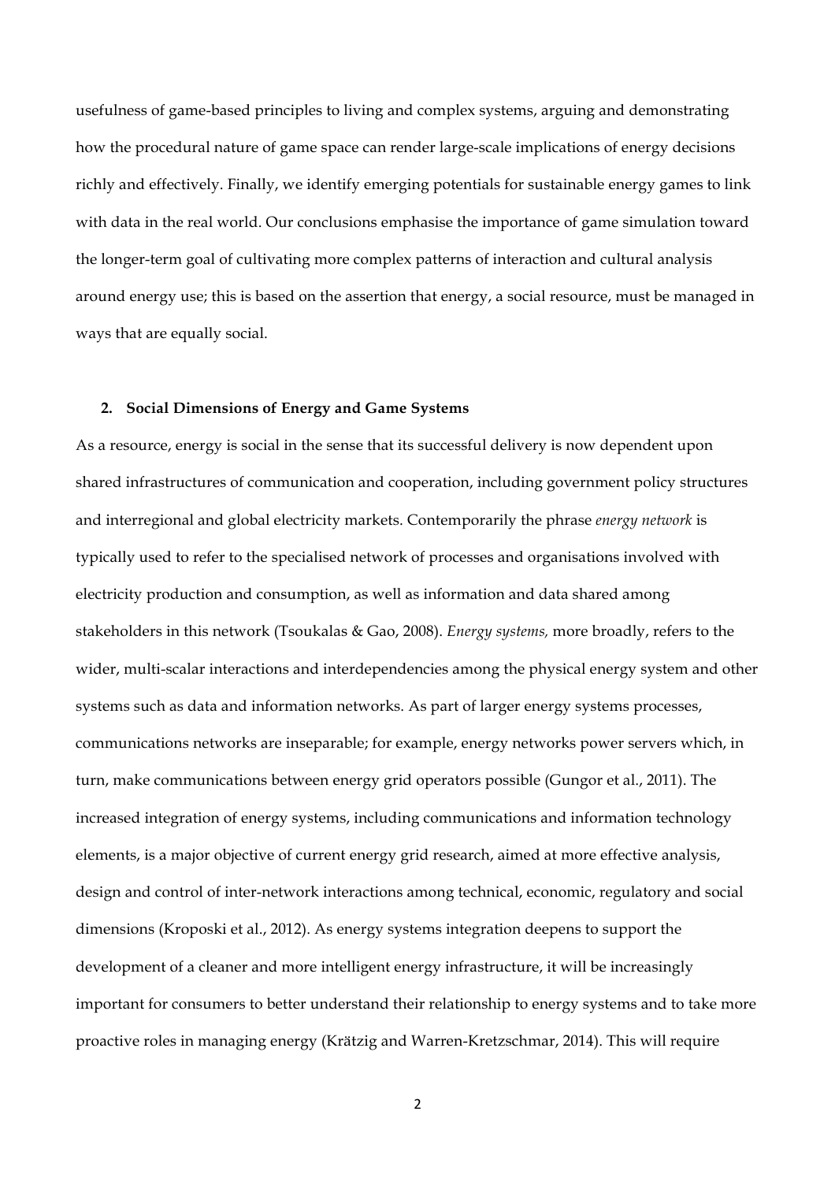usefulness of game-based principles to living and complex systems, arguing and demonstrating how the procedural nature of game space can render large-scale implications of energy decisions richly and effectively. Finally, we identify emerging potentials for sustainable energy games to link with data in the real world. Our conclusions emphasise the importance of game simulation toward the longer-term goal of cultivating more complex patterns of interaction and cultural analysis around energy use; this is based on the assertion that energy, a social resource, must be managed in ways that are equally social.

## 2. Social Dimensions of Energy and Game Systems

As a resource, energy is social in the sense that its successful delivery is now dependent upon shared infrastructures of communication and cooperation, including government policy structures and interregional and global electricity markets. Contemporarily the phrase *energy network* is typically used to refer to the specialised network of processes and organisations involved with electricity production and consumption, as well as information and data shared among stakeholders in this network (Tsoukalas & Gao, 2008). *Energy systems,* more broadly, refers to the wider, multi-scalar interactions and interdependencies among the physical energy system and other systems such as data and information networks. As part of larger energy systems processes, communications networks are inseparable; for example, energy networks power servers which, in turn, make communications between energy grid operators possible (Gungor et al., 2011). The increased integration of energy systems, including communications and information technology elements, is a major objective of current energy grid research, aimed at more effective analysis, design and control of inter-network interactions among technical, economic, regulatory and social dimensions (Kroposki et al., 2012). As energy systems integration deepens to support the development of a cleaner and more intelligent energy infrastructure, it will be increasingly important for consumers to better understand their relationship to energy systems and to take more proactive roles in managing energy (Krätzig and Warren-Kretzschmar, 2014). This will require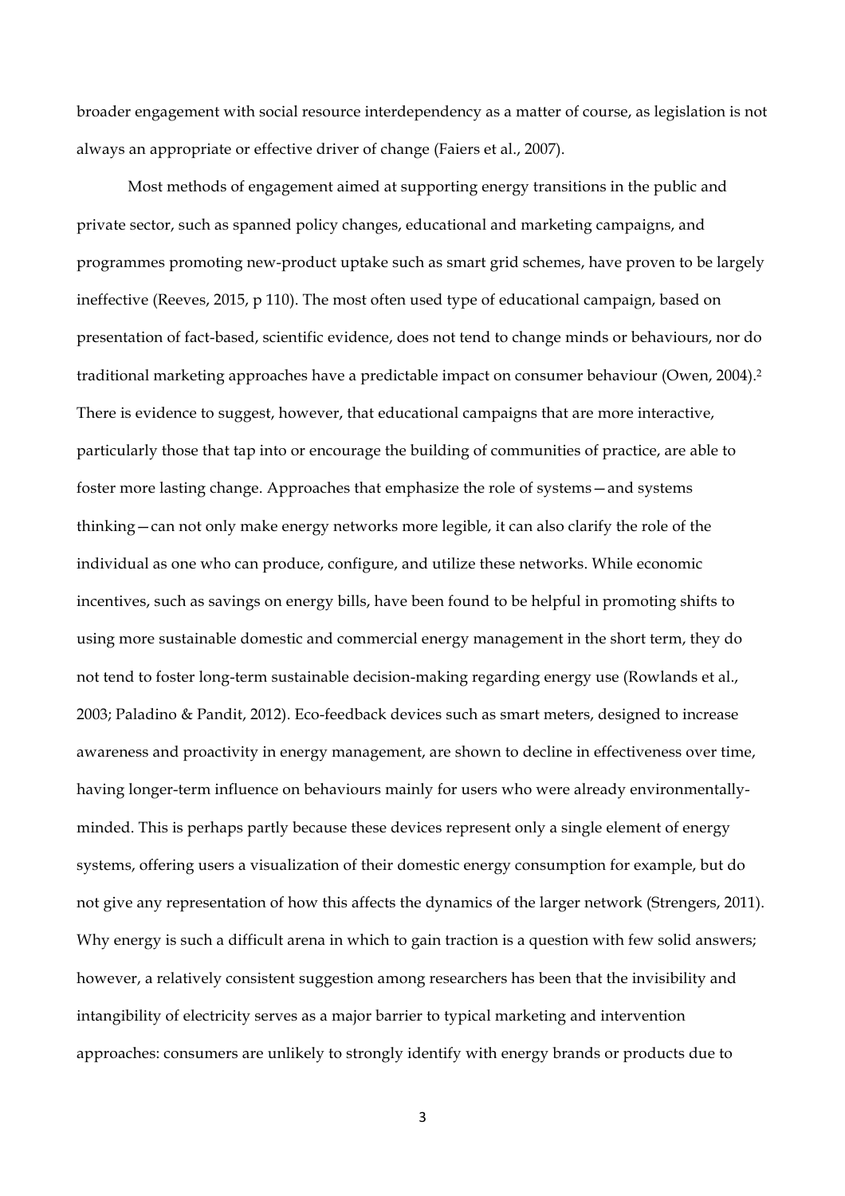broader engagement with social resource interdependency as a matter of course, as legislation is not always an appropriate or effective driver of change (Faiers et al., 2007).

Most methods of engagement aimed at supporting energy transitions in the public and private sector, such as spanned policy changes, educational and marketing campaigns, and programmes promoting new-product uptake such as smart grid schemes, have proven to be largely ineffective (Reeves, 2015, p 110). The most often used type of educational campaign, based on presentation of fact-based, scientific evidence, does not tend to change minds or behaviours, nor do traditional marketing approaches have a predictable impact on consumer behaviour (Owen, 2004).[2] There is evidence to suggest, however, that educational campaigns that are more interactive, particularly those that tap into or encourage the building of communities of practice, are able to foster more lasting change. Approaches that emphasize the role of systems—and systems thinking—can not only make energy networks more legible, it can also clarify the role of the individual as one who can produce, configure, and utilize these networks. While economic incentives, such as savings on energy bills, have been found to be helpful in promoting shifts to using more sustainable domestic and commercial energy management in the short term, they do not tend to foster long-term sustainable decision-making regarding energy use (Rowlands et al., 2003; Paladino & Pandit, 2012). Eco-feedback devices such as smart meters, designed to increase awareness and proactivity in energy management, are shown to decline in effectiveness over time, having longer-term influence on behaviours mainly for users who were already environmentally-minded. This is perhaps partly because these devices represent only a single element of energy systems, offering users a visualization of their domestic energy consumption for example, but do not give any representation of how this affects the dynamics of the larger network (Strengers, 2011). Why energy is such a difficult arena in which to gain traction is a question with few solid answers; however, a relatively consistent suggestion among researchers has been that the invisibility and intangibility of electricity serves as a major barrier to typical marketing and intervention approaches: consumers are unlikely to strongly identify with energy brands or products due to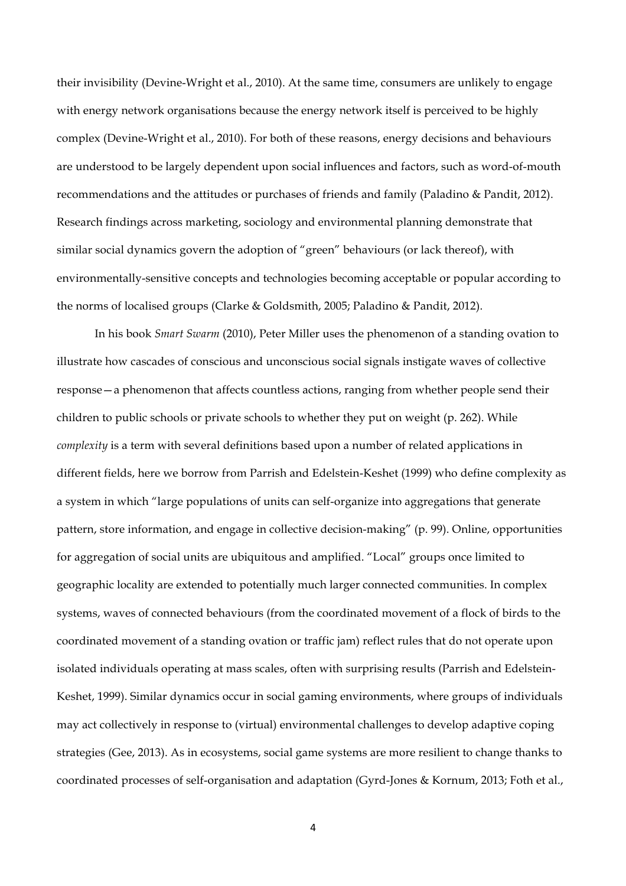their invisibility (Devine-Wright et al., 2010). At the same time, consumers are unlikely to engage with energy network organisations because the energy network itself is perceived to be highly complex (Devine-Wright et al., 2010). For both of these reasons, energy decisions and behaviours are understood to be largely dependent upon social influences and factors, such as word-of-mouth recommendations and the attitudes or purchases of friends and family (Paladino & Pandit, 2012). Research findings across marketing, sociology and environmental planning demonstrate that similar social dynamics govern the adoption of "green" behaviours (or lack thereof), with environmentally-sensitive concepts and technologies becoming acceptable or popular according to the norms of localised groups (Clarke & Goldsmith, 2005; Paladino & Pandit, 2012).

In his book *Smart Swarm* (2010), Peter Miller uses the phenomenon of a standing ovation to illustrate how cascades of conscious and unconscious social signals instigate waves of collective response—a phenomenon that affects countless actions, ranging from whether people send their children to public schools or private schools to whether they put on weight (p. 262). While *complexity* is a term with several definitions based upon a number of related applications in different fields, here we borrow from Parrish and Edelstein-Keshet (1999) who define complexity as a system in which "large populations of units can self-organize into aggregations that generate pattern, store information, and engage in collective decision-making" (p. 99). Online, opportunities for aggregation of social units are ubiquitous and amplified. "Local" groups once limited to geographic locality are extended to potentially much larger connected communities. In complex systems, waves of connected behaviours (from the coordinated movement of a flock of birds to the coordinated movement of a standing ovation or traffic jam) reflect rules that do not operate upon isolated individuals operating at mass scales, often with surprising results (Parrish and Edelstein-Keshet, 1999). Similar dynamics occur in social gaming environments, where groups of individuals may act collectively in response to (virtual) environmental challenges to develop adaptive coping strategies (Gee, 2013). As in ecosystems, social game systems are more resilient to change thanks to coordinated processes of self-organisation and adaptation (Gyrd-Jones & Kornum, 2013; Foth et al.,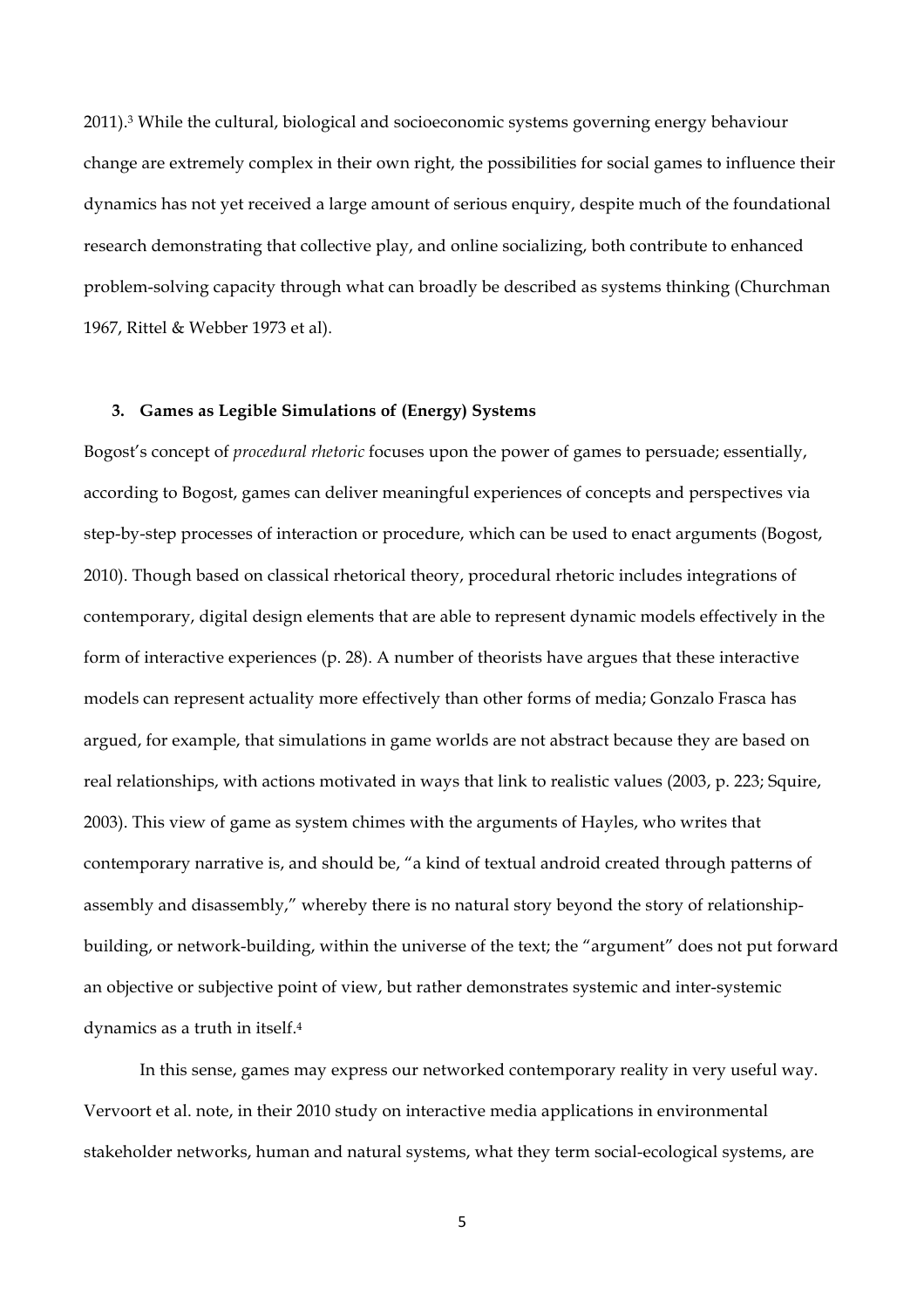2011).[3] While the cultural, biological and socioeconomic systems governing energy behaviour change are extremely complex in their own right, the possibilities for social games to influence their dynamics has not yet received a large amount of serious enquiry, despite much of the foundational research demonstrating that collective play, and online socializing, both contribute to enhanced problem-solving capacity through what can broadly be described as systems thinking (Churchman 1967, Rittel & Webber 1973 et al).

## 3. Games as Legible Simulations of (Energy) Systems

Bogost's concept of *procedural rhetoric* focuses upon the power of games to persuade; essentially, according to Bogost, games can deliver meaningful experiences of concepts and perspectives via step-by-step processes of interaction or procedure, which can be used to enact arguments (Bogost, 2010). Though based on classical rhetorical theory, procedural rhetoric includes integrations of contemporary, digital design elements that are able to represent dynamic models effectively in the form of interactive experiences (p. 28). A number of theorists have argues that these interactive models can represent actuality more effectively than other forms of media; Gonzalo Frasca has argued, for example, that simulations in game worlds are not abstract because they are based on real relationships, with actions motivated in ways that link to realistic values (2003, p. 223; Squire, 2003). This view of game as system chimes with the arguments of Hayles, who writes that contemporary narrative is, and should be, "a kind of textual android created through patterns of assembly and disassembly," whereby there is no natural story beyond the story of relationship-building, or network-building, within the universe of the text; the "argument" does not put forward an objective or subjective point of view, but rather demonstrates systemic and inter-systemic dynamics as a truth in itself.[4]

In this sense, games may express our networked contemporary reality in very useful way. Vervoort et al. note, in their 2010 study on interactive media applications in environmental stakeholder networks, human and natural systems, what they term social-ecological systems, are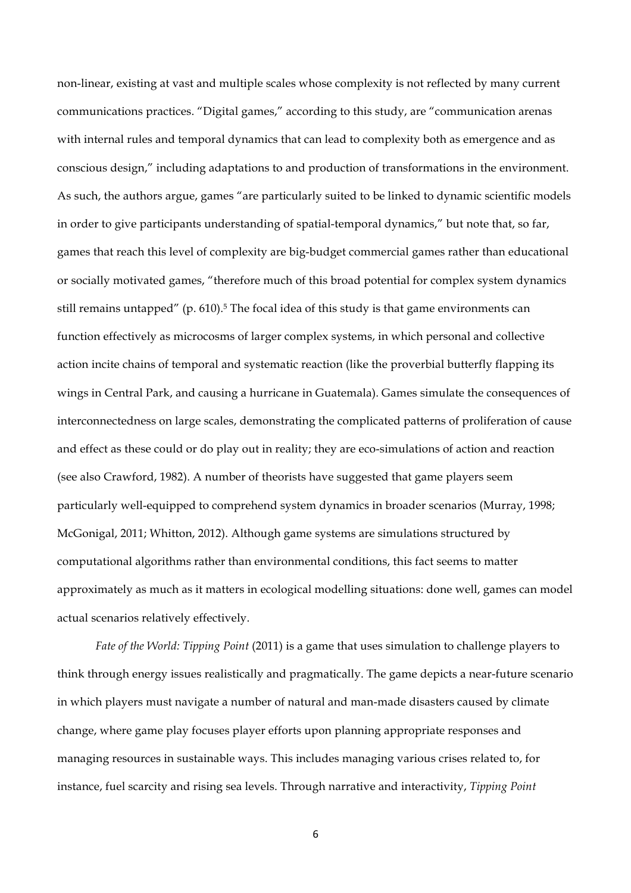non-linear, existing at vast and multiple scales whose complexity is not reflected by many current communications practices. "Digital games," according to this study, are "communication arenas with internal rules and temporal dynamics that can lead to complexity both as emergence and as conscious design," including adaptations to and production of transformations in the environment. As such, the authors argue, games "are particularly suited to be linked to dynamic scientific models in order to give participants understanding of spatial-temporal dynamics," but note that, so far, games that reach this level of complexity are big-budget commercial games rather than educational or socially motivated games, "therefore much of this broad potential for complex system dynamics still remains untapped" (p. 610).[5] The focal idea of this study is that game environments can function effectively as microcosms of larger complex systems, in which personal and collective action incite chains of temporal and systematic reaction (like the proverbial butterfly flapping its wings in Central Park, and causing a hurricane in Guatemala). Games simulate the consequences of interconnectedness on large scales, demonstrating the complicated patterns of proliferation of cause and effect as these could or do play out in reality; they are eco-simulations of action and reaction (see also Crawford, 1982). A number of theorists have suggested that game players seem particularly well-equipped to comprehend system dynamics in broader scenarios (Murray, 1998; McGonigal, 2011; Whitton, 2012). Although game systems are simulations structured by computational algorithms rather than environmental conditions, this fact seems to matter approximately as much as it matters in ecological modelling situations: done well, games can model actual scenarios relatively effectively.

*Fate of the World: Tipping Point* (2011) is a game that uses simulation to challenge players to think through energy issues realistically and pragmatically. The game depicts a near-future scenario in which players must navigate a number of natural and man-made disasters caused by climate change, where game play focuses player efforts upon planning appropriate responses and managing resources in sustainable ways. This includes managing various crises related to, for instance, fuel scarcity and rising sea levels. Through narrative and interactivity, *Tipping Point*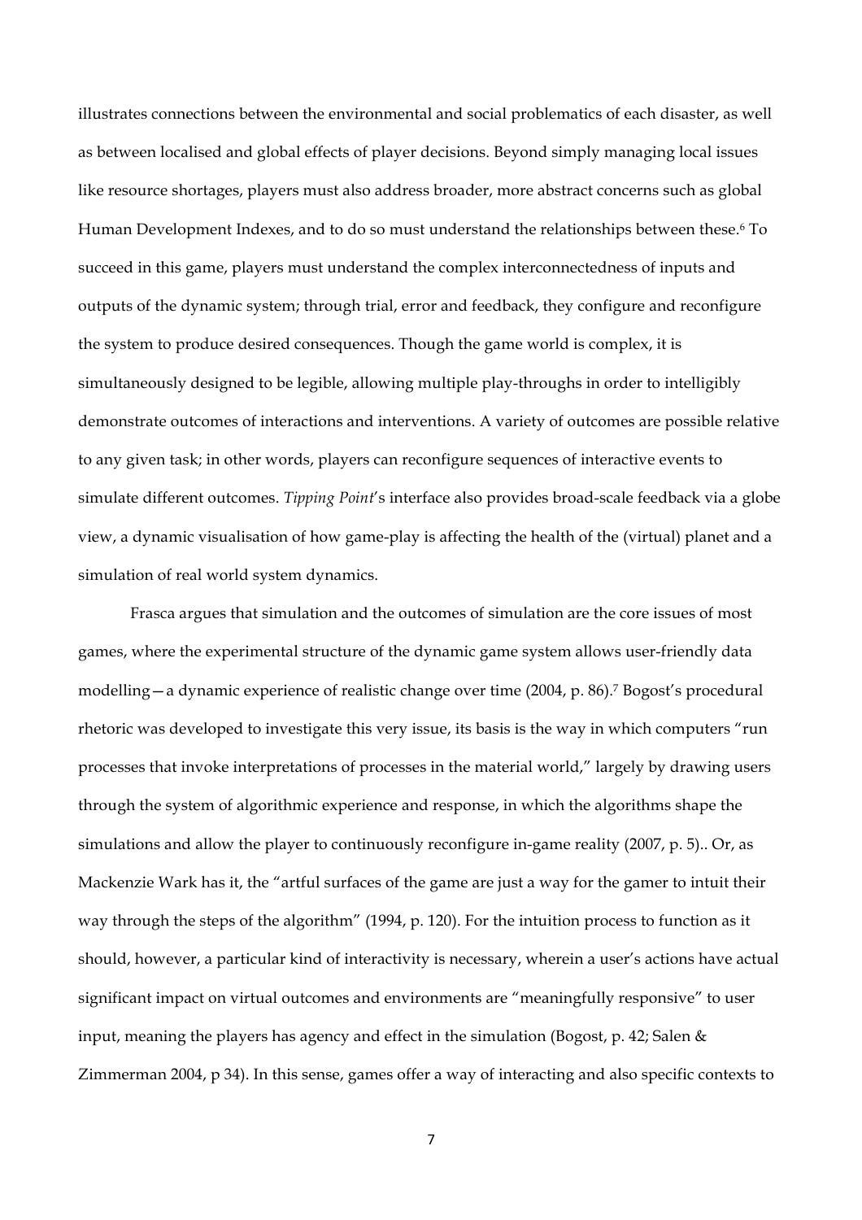illustrates connections between the environmental and social problematics of each disaster, as well as between localised and global effects of player decisions. Beyond simply managing local issues like resource shortages, players must also address broader, more abstract concerns such as global Human Development Indexes, and to do so must understand the relationships between these.[6] To succeed in this game, players must understand the complex interconnectedness of inputs and outputs of the dynamic system; through trial, error and feedback, they configure and reconfigure the system to produce desired consequences. Though the game world is complex, it is simultaneously designed to be legible, allowing multiple play-throughs in order to intelligibly demonstrate outcomes of interactions and interventions. A variety of outcomes are possible relative to any given task; in other words, players can reconfigure sequences of interactive events to simulate different outcomes. *Tipping Point*'s interface also provides broad-scale feedback via a globe view, a dynamic visualisation of how game-play is affecting the health of the (virtual) planet and a simulation of real world system dynamics.

Frasca argues that simulation and the outcomes of simulation are the core issues of most games, where the experimental structure of the dynamic game system allows user-friendly data modelling—a dynamic experience of realistic change over time (2004, p. 86).[7] Bogost's procedural rhetoric was developed to investigate this very issue, its basis is the way in which computers "run processes that invoke interpretations of processes in the material world," largely by drawing users through the system of algorithmic experience and response, in which the algorithms shape the simulations and allow the player to continuously reconfigure in-game reality (2007, p. 5).. Or, as Mackenzie Wark has it, the "artful surfaces of the game are just a way for the gamer to intuit their way through the steps of the algorithm" (1994, p. 120). For the intuition process to function as it should, however, a particular kind of interactivity is necessary, wherein a user's actions have actual significant impact on virtual outcomes and environments are "meaningfully responsive" to user input, meaning the players has agency and effect in the simulation (Bogost, p. 42; Salen & Zimmerman 2004, p 34). In this sense, games offer a way of interacting and also specific contexts to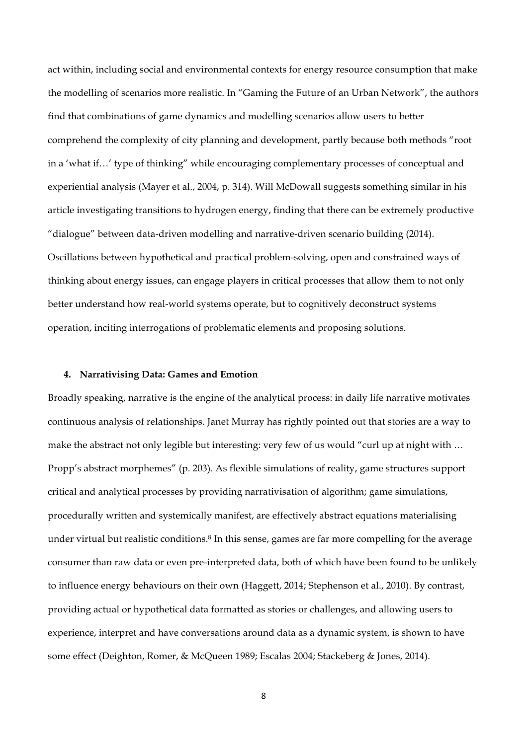act within, including social and environmental contexts for energy resource consumption that make the modelling of scenarios more realistic. In "Gaming the Future of an Urban Network", the authors find that combinations of game dynamics and modelling scenarios allow users to better comprehend the complexity of city planning and development, partly because both methods "root in a 'what if…' type of thinking" while encouraging complementary processes of conceptual and experiential analysis (Mayer et al., 2004, p. 314). Will McDowall suggests something similar in his article investigating transitions to hydrogen energy, finding that there can be extremely productive "dialogue" between data-driven modelling and narrative-driven scenario building (2014). Oscillations between hypothetical and practical problem-solving, open and constrained ways of thinking about energy issues, can engage players in critical processes that allow them to not only better understand how real-world systems operate, but to cognitively deconstruct systems operation, inciting interrogations of problematic elements and proposing solutions.

## 4. Narrativising Data: Games and Emotion

Broadly speaking, narrative is the engine of the analytical process: in daily life narrative motivates continuous analysis of relationships. Janet Murray has rightly pointed out that stories are a way to make the abstract not only legible but interesting: very few of us would "curl up at night with … Propp's abstract morphemes" (p. 203). As flexible simulations of reality, game structures support critical and analytical processes by providing narrativisation of algorithm; game simulations, procedurally written and systemically manifest, are effectively abstract equations materialising under virtual but realistic conditions.[8] In this sense, games are far more compelling for the average consumer than raw data or even pre-interpreted data, both of which have been found to be unlikely to influence energy behaviours on their own (Haggett, 2014; Stephenson et al., 2010). By contrast, providing actual or hypothetical data formatted as stories or challenges, and allowing users to experience, interpret and have conversations around data as a dynamic system, is shown to have some effect (Deighton, Romer, & McQueen 1989; Escalas 2004; Stackeberg & Jones, 2014).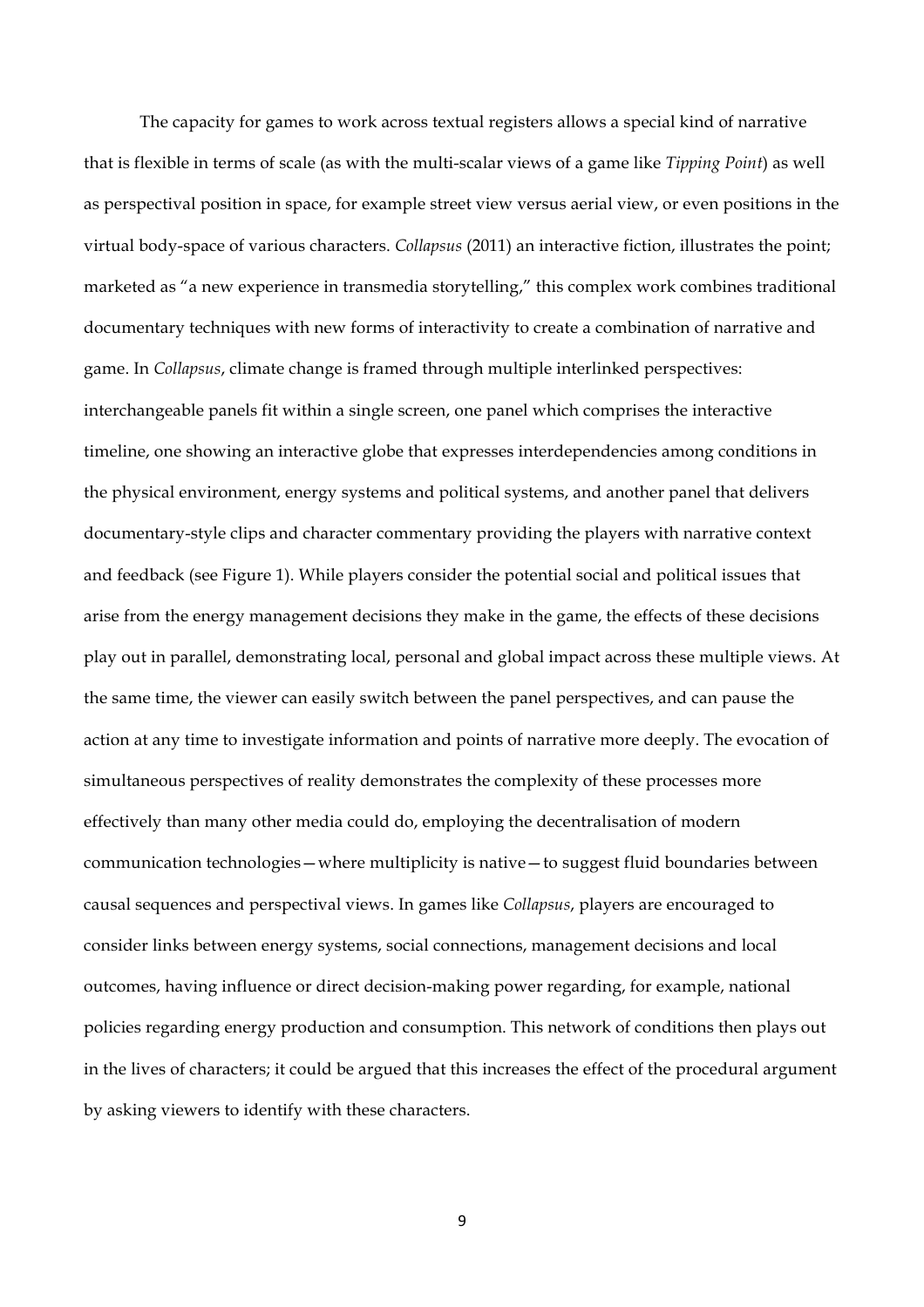The capacity for games to work across textual registers allows a special kind of narrative that is flexible in terms of scale (as with the multi-scalar views of a game like *Tipping Point*) as well as perspectival position in space, for example street view versus aerial view, or even positions in the virtual body-space of various characters. *Collapsus* (2011) an interactive fiction, illustrates the point; marketed as "a new experience in transmedia storytelling," this complex work combines traditional documentary techniques with new forms of interactivity to create a combination of narrative and game. In *Collapsus*, climate change is framed through multiple interlinked perspectives: interchangeable panels fit within a single screen, one panel which comprises the interactive timeline, one showing an interactive globe that expresses interdependencies among conditions in the physical environment, energy systems and political systems, and another panel that delivers documentary-style clips and character commentary providing the players with narrative context and feedback (see Figure 1). While players consider the potential social and political issues that arise from the energy management decisions they make in the game, the effects of these decisions play out in parallel, demonstrating local, personal and global impact across these multiple views. At the same time, the viewer can easily switch between the panel perspectives, and can pause the action at any time to investigate information and points of narrative more deeply. The evocation of simultaneous perspectives of reality demonstrates the complexity of these processes more effectively than many other media could do, employing the decentralisation of modern communication technologies—where multiplicity is native—to suggest fluid boundaries between causal sequences and perspectival views. In games like *Collapsus*, players are encouraged to consider links between energy systems, social connections, management decisions and local outcomes, having influence or direct decision-making power regarding, for example, national policies regarding energy production and consumption. This network of conditions then plays out in the lives of characters; it could be argued that this increases the effect of the procedural argument by asking viewers to identify with these characters.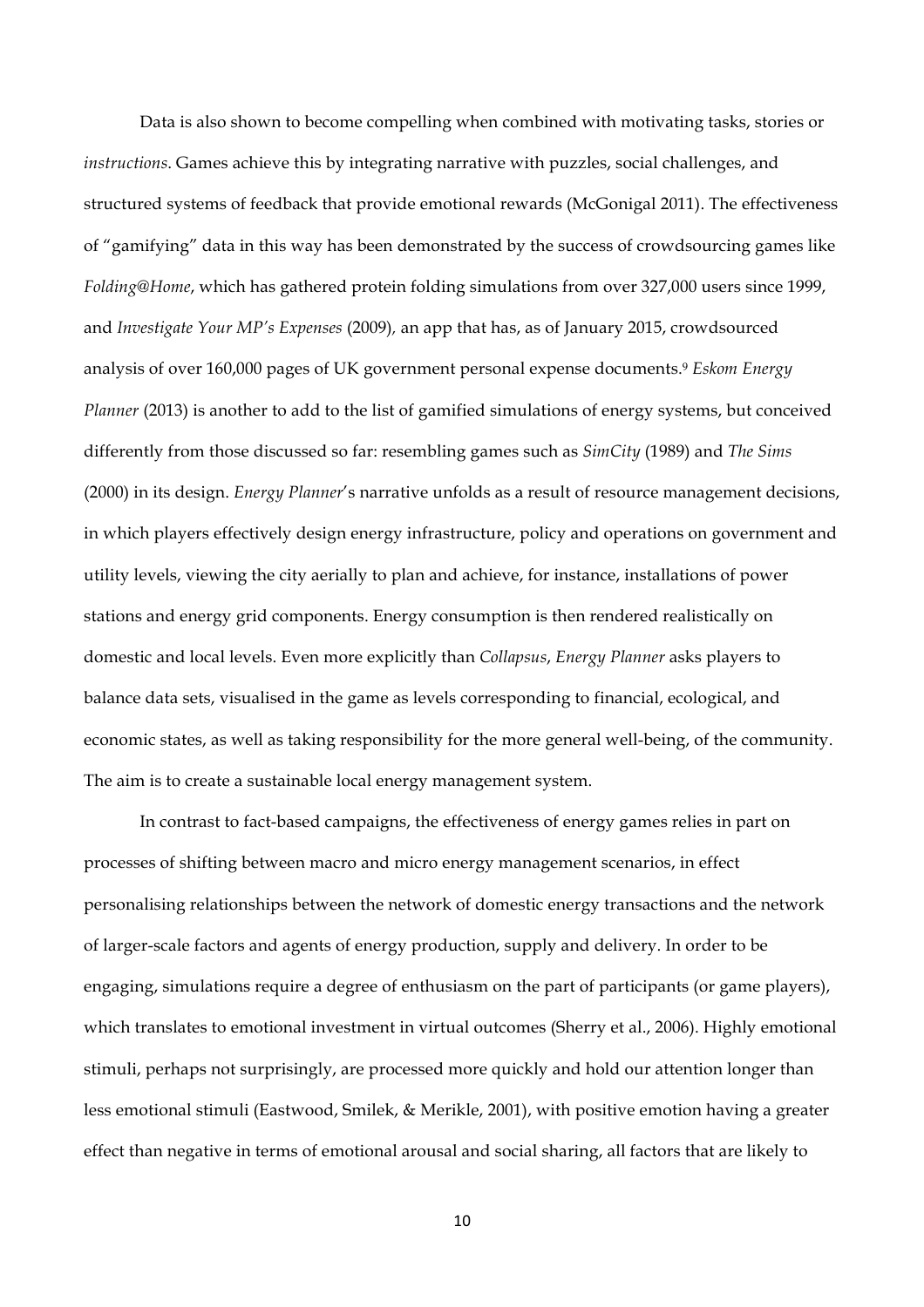Data is also shown to become compelling when combined with motivating tasks, stories or *instructions*. Games achieve this by integrating narrative with puzzles, social challenges, and structured systems of feedback that provide emotional rewards (McGonigal 2011). The effectiveness of "gamifying" data in this way has been demonstrated by the success of crowdsourcing games like *Folding@Home*, which has gathered protein folding simulations from over 327,000 users since 1999, and *Investigate Your MP's Expenses* (2009), an app that has, as of January 2015, crowdsourced analysis of over 160,000 pages of UK government personal expense documents.[9] *Eskom Energy Planner* (2013) is another to add to the list of gamified simulations of energy systems, but conceived differently from those discussed so far: resembling games such as *SimCity* (1989) and *The Sims* (2000) in its design. *Energy Planner*'s narrative unfolds as a result of resource management decisions, in which players effectively design energy infrastructure, policy and operations on government and utility levels, viewing the city aerially to plan and achieve, for instance, installations of power stations and energy grid components. Energy consumption is then rendered realistically on domestic and local levels. Even more explicitly than *Collapsus*, *Energy Planner* asks players to balance data sets, visualised in the game as levels corresponding to financial, ecological, and economic states, as well as taking responsibility for the more general well-being, of the community. The aim is to create a sustainable local energy management system.

In contrast to fact-based campaigns, the effectiveness of energy games relies in part on processes of shifting between macro and micro energy management scenarios, in effect personalising relationships between the network of domestic energy transactions and the network of larger-scale factors and agents of energy production, supply and delivery. In order to be engaging, simulations require a degree of enthusiasm on the part of participants (or game players), which translates to emotional investment in virtual outcomes (Sherry et al., 2006). Highly emotional stimuli, perhaps not surprisingly, are processed more quickly and hold our attention longer than less emotional stimuli (Eastwood, Smilek, & Merikle, 2001), with positive emotion having a greater effect than negative in terms of emotional arousal and social sharing, all factors that are likely to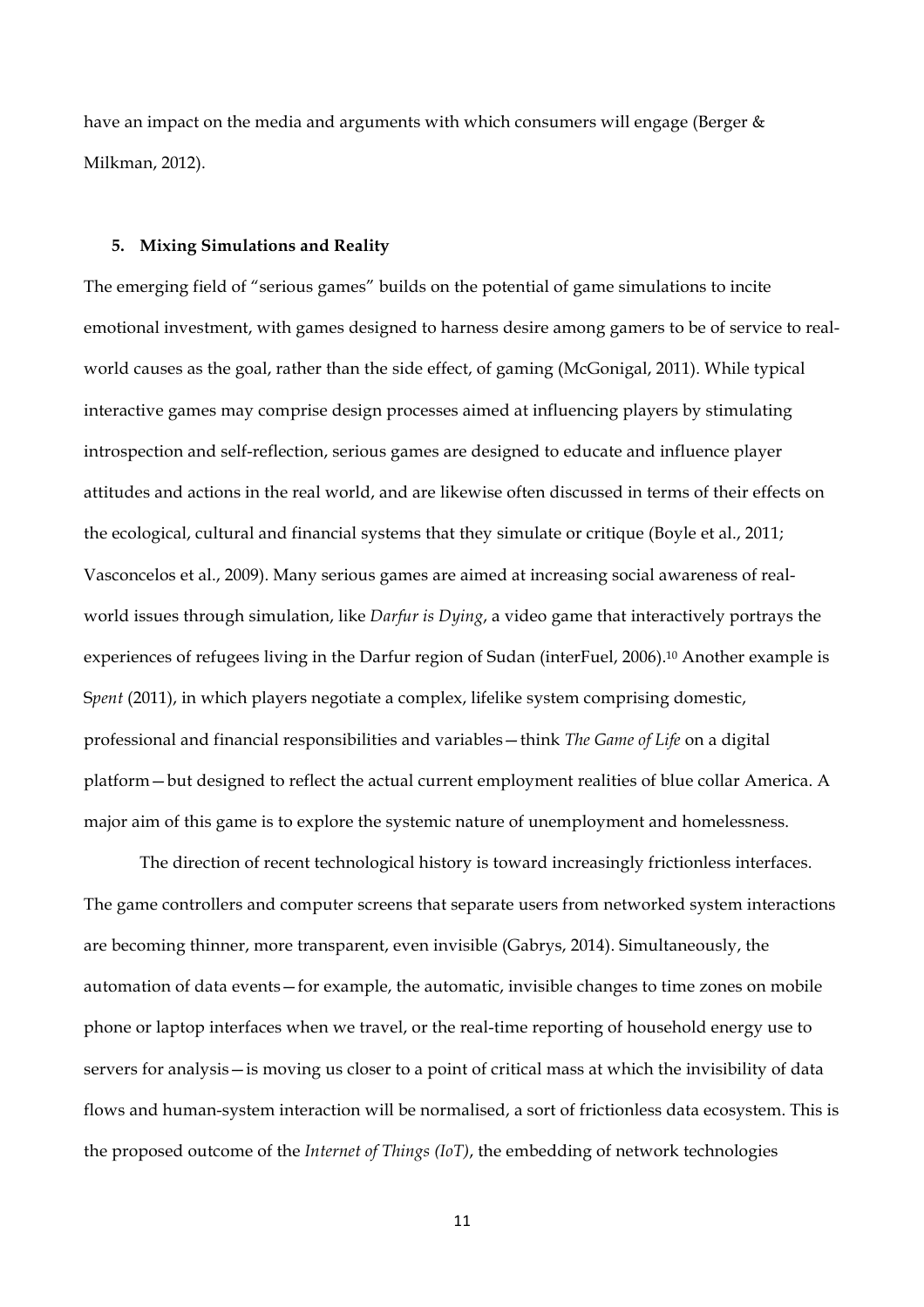have an impact on the media and arguments with which consumers will engage (Berger & Milkman, 2012).

## 5. Mixing Simulations and Reality

The emerging field of "serious games" builds on the potential of game simulations to incite emotional investment, with games designed to harness desire among gamers to be of service to real-world causes as the goal, rather than the side effect, of gaming (McGonigal, 2011). While typical interactive games may comprise design processes aimed at influencing players by stimulating introspection and self-reflection, serious games are designed to educate and influence player attitudes and actions in the real world, and are likewise often discussed in terms of their effects on the ecological, cultural and financial systems that they simulate or critique (Boyle et al., 2011; Vasconcelos et al., 2009). Many serious games are aimed at increasing social awareness of real-world issues through simulation, like *Darfur is Dying*, a video game that interactively portrays the experiences of refugees living in the Darfur region of Sudan (interFuel, 2006).[10] Another example is S*pent* (2011), in which players negotiate a complex, lifelike system comprising domestic, professional and financial responsibilities and variables—think *The Game of Life* on a digital platform—but designed to reflect the actual current employment realities of blue collar America. A major aim of this game is to explore the systemic nature of unemployment and homelessness.

The direction of recent technological history is toward increasingly frictionless interfaces. The game controllers and computer screens that separate users from networked system interactions are becoming thinner, more transparent, even invisible (Gabrys, 2014). Simultaneously, the automation of data events—for example, the automatic, invisible changes to time zones on mobile phone or laptop interfaces when we travel, or the real-time reporting of household energy use to servers for analysis—is moving us closer to a point of critical mass at which the invisibility of data flows and human-system interaction will be normalised, a sort of frictionless data ecosystem. This is the proposed outcome of the *Internet of Things (IoT)*, the embedding of network technologies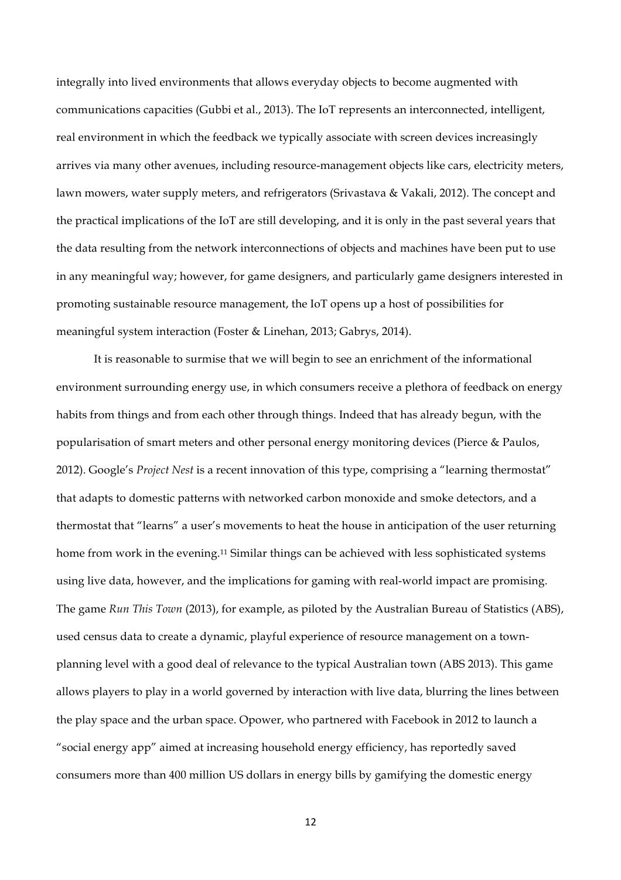integrally into lived environments that allows everyday objects to become augmented with communications capacities (Gubbi et al., 2013). The IoT represents an interconnected, intelligent, real environment in which the feedback we typically associate with screen devices increasingly arrives via many other avenues, including resource-management objects like cars, electricity meters, lawn mowers, water supply meters, and refrigerators (Srivastava & Vakali, 2012). The concept and the practical implications of the IoT are still developing, and it is only in the past several years that the data resulting from the network interconnections of objects and machines have been put to use in any meaningful way; however, for game designers, and particularly game designers interested in promoting sustainable resource management, the IoT opens up a host of possibilities for meaningful system interaction (Foster & Linehan, 2013; Gabrys, 2014).

It is reasonable to surmise that we will begin to see an enrichment of the informational environment surrounding energy use, in which consumers receive a plethora of feedback on energy habits from things and from each other through things. Indeed that has already begun, with the popularisation of smart meters and other personal energy monitoring devices (Pierce & Paulos, 2012). Google's *Project Nest* is a recent innovation of this type, comprising a "learning thermostat" that adapts to domestic patterns with networked carbon monoxide and smoke detectors, and a thermostat that "learns" a user's movements to heat the house in anticipation of the user returning home from work in the evening.[11] Similar things can be achieved with less sophisticated systems using live data, however, and the implications for gaming with real-world impact are promising. The game *Run This Town* (2013), for example, as piloted by the Australian Bureau of Statistics (ABS), used census data to create a dynamic, playful experience of resource management on a town-planning level with a good deal of relevance to the typical Australian town (ABS 2013). This game allows players to play in a world governed by interaction with live data, blurring the lines between the play space and the urban space. Opower, who partnered with Facebook in 2012 to launch a "social energy app" aimed at increasing household energy efficiency, has reportedly saved consumers more than 400 million US dollars in energy bills by gamifying the domestic energy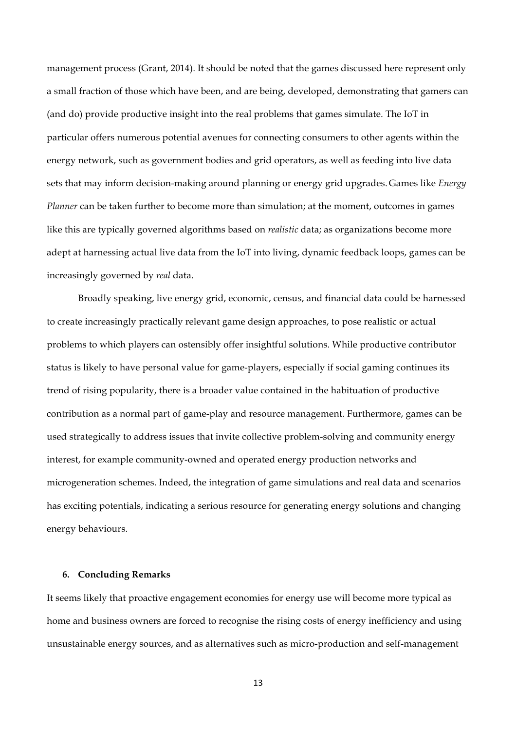management process (Grant, 2014). It should be noted that the games discussed here represent only a small fraction of those which have been, and are being, developed, demonstrating that gamers can (and do) provide productive insight into the real problems that games simulate. The IoT in particular offers numerous potential avenues for connecting consumers to other agents within the energy network, such as government bodies and grid operators, as well as feeding into live data sets that may inform decision-making around planning or energy grid upgrades. Games like *Energy Planner* can be taken further to become more than simulation; at the moment, outcomes in games like this are typically governed algorithms based on *realistic* data; as organizations become more adept at harnessing actual live data from the IoT into living, dynamic feedback loops, games can be increasingly governed by *real* data.

Broadly speaking, live energy grid, economic, census, and financial data could be harnessed to create increasingly practically relevant game design approaches, to pose realistic or actual problems to which players can ostensibly offer insightful solutions. While productive contributor status is likely to have personal value for game-players, especially if social gaming continues its trend of rising popularity, there is a broader value contained in the habituation of productive contribution as a normal part of game-play and resource management. Furthermore, games can be used strategically to address issues that invite collective problem-solving and community energy interest, for example community-owned and operated energy production networks and microgeneration schemes. Indeed, the integration of game simulations and real data and scenarios has exciting potentials, indicating a serious resource for generating energy solutions and changing energy behaviours.

## 6. Concluding Remarks

It seems likely that proactive engagement economies for energy use will become more typical as home and business owners are forced to recognise the rising costs of energy inefficiency and using unsustainable energy sources, and as alternatives such as micro-production and self-management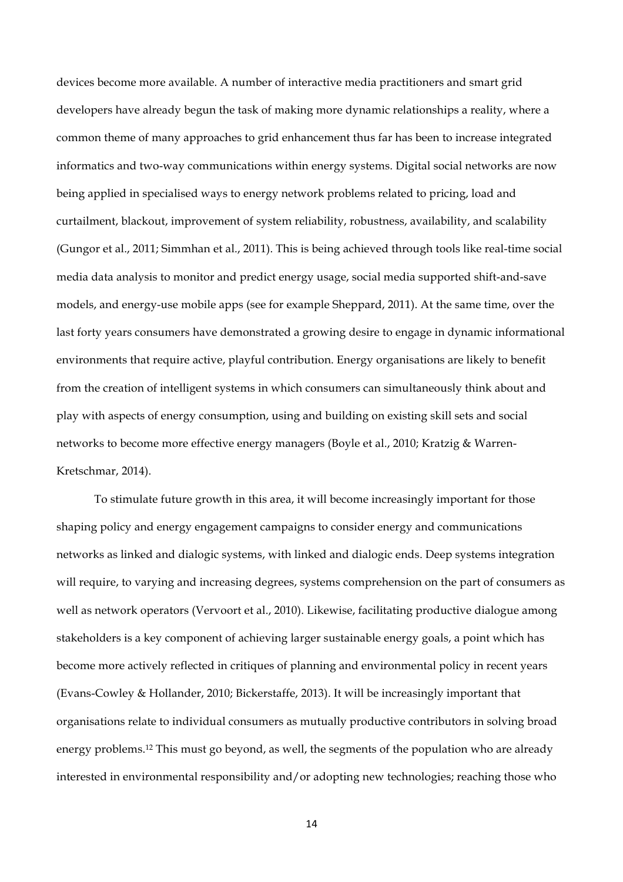devices become more available. A number of interactive media practitioners and smart grid developers have already begun the task of making more dynamic relationships a reality, where a common theme of many approaches to grid enhancement thus far has been to increase integrated informatics and two-way communications within energy systems. Digital social networks are now being applied in specialised ways to energy network problems related to pricing, load and curtailment, blackout, improvement of system reliability, robustness, availability, and scalability (Gungor et al., 2011; Simmhan et al., 2011). This is being achieved through tools like real-time social media data analysis to monitor and predict energy usage, social media supported shift-and-save models, and energy-use mobile apps (see for example Sheppard, 2011). At the same time, over the last forty years consumers have demonstrated a growing desire to engage in dynamic informational environments that require active, playful contribution. Energy organisations are likely to benefit from the creation of intelligent systems in which consumers can simultaneously think about and play with aspects of energy consumption, using and building on existing skill sets and social networks to become more effective energy managers (Boyle et al., 2010; Kratzig & Warren-Kretschmar, 2014).

To stimulate future growth in this area, it will become increasingly important for those shaping policy and energy engagement campaigns to consider energy and communications networks as linked and dialogic systems, with linked and dialogic ends. Deep systems integration will require, to varying and increasing degrees, systems comprehension on the part of consumers as well as network operators (Vervoort et al., 2010). Likewise, facilitating productive dialogue among stakeholders is a key component of achieving larger sustainable energy goals, a point which has become more actively reflected in critiques of planning and environmental policy in recent years (Evans-Cowley & Hollander, 2010; Bickerstaffe, 2013). It will be increasingly important that organisations relate to individual consumers as mutually productive contributors in solving broad energy problems.[12] This must go beyond, as well, the segments of the population who are already interested in environmental responsibility and/or adopting new technologies; reaching those who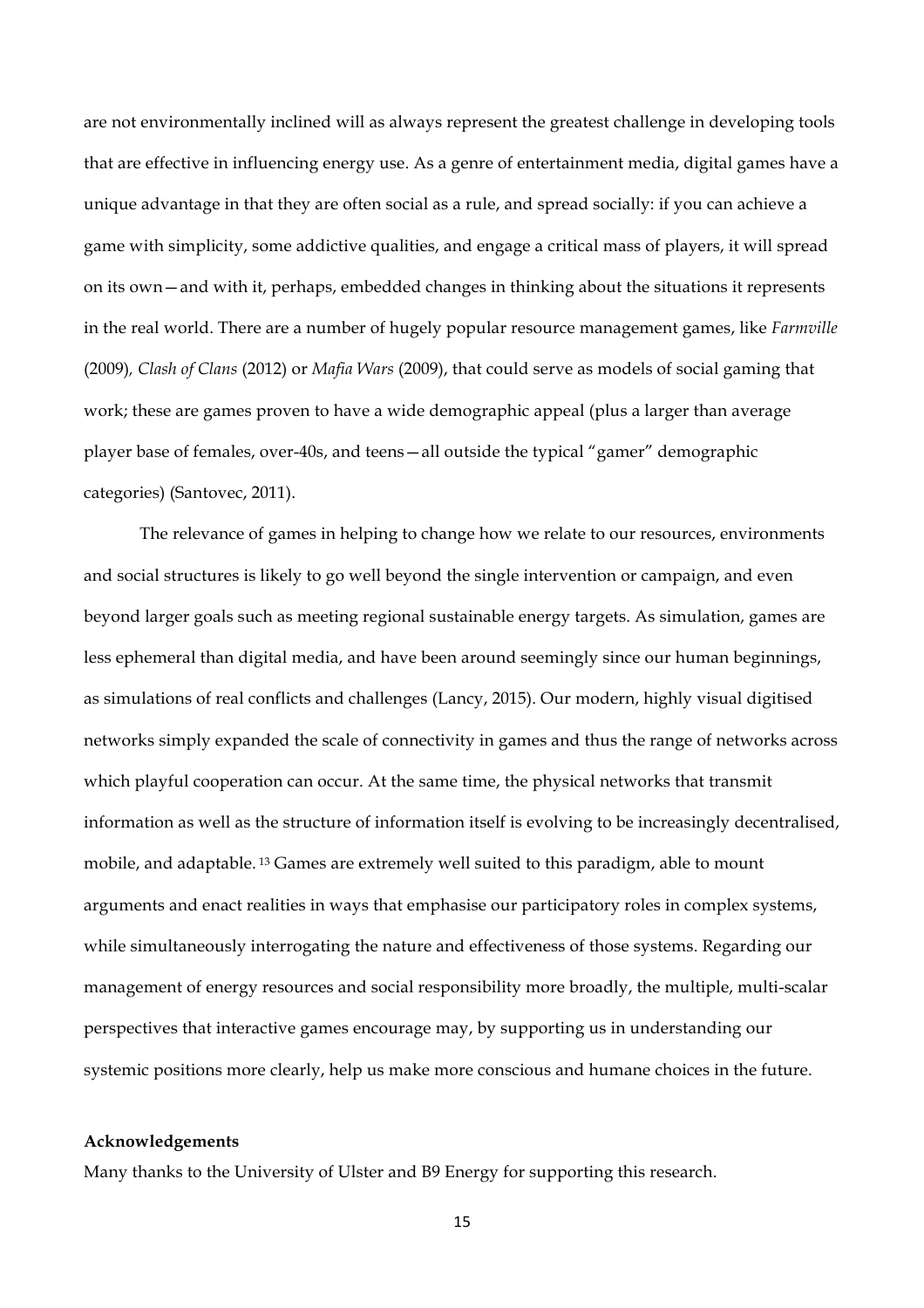are not environmentally inclined will as always represent the greatest challenge in developing tools that are effective in influencing energy use. As a genre of entertainment media, digital games have a unique advantage in that they are often social as a rule, and spread socially: if you can achieve a game with simplicity, some addictive qualities, and engage a critical mass of players, it will spread on its own—and with it, perhaps, embedded changes in thinking about the situations it represents in the real world. There are a number of hugely popular resource management games, like *Farmville* (2009), *Clash of Clans* (2012) or *Mafia Wars* (2009), that could serve as models of social gaming that work; these are games proven to have a wide demographic appeal (plus a larger than average player base of females, over-40s, and teens—all outside the typical "gamer" demographic categories) (Santovec, 2011).

The relevance of games in helping to change how we relate to our resources, environments and social structures is likely to go well beyond the single intervention or campaign, and even beyond larger goals such as meeting regional sustainable energy targets. As simulation, games are less ephemeral than digital media, and have been around seemingly since our human beginnings, as simulations of real conflicts and challenges (Lancy, 2015). Our modern, highly visual digitised networks simply expanded the scale of connectivity in games and thus the range of networks across which playful cooperation can occur. At the same time, the physical networks that transmit information as well as the structure of information itself is evolving to be increasingly decentralised, mobile, and adaptable.[13] Games are extremely well suited to this paradigm, able to mount arguments and enact realities in ways that emphasise our participatory roles in complex systems, while simultaneously interrogating the nature and effectiveness of those systems. Regarding our management of energy resources and social responsibility more broadly, the multiple, multi-scalar perspectives that interactive games encourage may, by supporting us in understanding our systemic positions more clearly, help us make more conscious and humane choices in the future.

**Acknowledgements**

Many thanks to the University of Ulster and B9 Energy for supporting this research.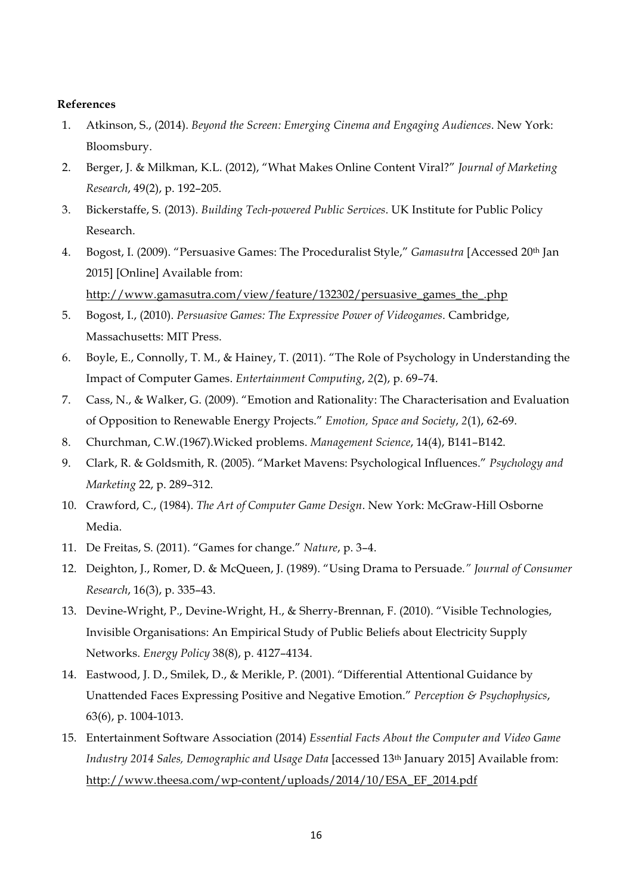**References**

1. Atkinson, S., (2014). *Beyond the Screen: Emerging Cinema and Engaging Audiences*. New York: Bloomsbury.
2. Berger, J. & Milkman, K.L. (2012), "What Makes Online Content Viral?" *Journal of Marketing Research*, 49(2), p. 192–205.
3. Bickerstaffe, S. (2013). *Building Tech-powered Public Services*. UK Institute for Public Policy Research.
4. Bogost, I. (2009). "Persuasive Games: The Proceduralist Style," *Gamasutra* [Accessed 20th Jan 2015] [Online] Available from: http://www.gamasutra.com/view/feature/132302/persuasive_games_the_.php
5. Bogost, I., (2010). *Persuasive Games: The Expressive Power of Videogames*. Cambridge, Massachusetts: MIT Press.
6. Boyle, E., Connolly, T. M., & Hainey, T. (2011). "The Role of Psychology in Understanding the Impact of Computer Games. *Entertainment Computing*, *2*(2), p. 69–74.
7. Cass, N., & Walker, G. (2009). "Emotion and Rationality: The Characterisation and Evaluation of Opposition to Renewable Energy Projects." *Emotion, Space and Society*, *2*(1), 62-69.
8. Churchman, C.W.(1967).Wicked problems. *Management Science*, 14(4), B141–B142.
9. Clark, R. & Goldsmith, R. (2005). "Market Mavens: Psychological Influences." *Psychology and Marketing* 22, p. 289–312.
10. Crawford, C., (1984). *The Art of Computer Game Design*. New York: McGraw-Hill Osborne Media.
11. De Freitas, S. (2011). "Games for change." *Nature*, p. 3–4.
12. Deighton, J., Romer, D. & McQueen, J. (1989). "Using Drama to Persuade*." Journal of Consumer Research*, 16(3), p. 335–43.
13. Devine-Wright, P., Devine-Wright, H., & Sherry-Brennan, F. (2010). "Visible Technologies, Invisible Organisations: An Empirical Study of Public Beliefs about Electricity Supply Networks. *Energy Policy* 38(8), p. 4127–4134.
14. Eastwood, J. D., Smilek, D., & Merikle, P. (2001). "Differential Attentional Guidance by Unattended Faces Expressing Positive and Negative Emotion." *Perception & Psychophysics*, 63(6), p. 1004-1013.
15. Entertainment Software Association (2014) *Essential Facts About the Computer and Video Game Industry 2014 Sales, Demographic and Usage Data* [accessed 13th January 2015] Available from: http://www.theesa.com/wp-content/uploads/2014/10/ESA_EF_2014.pdf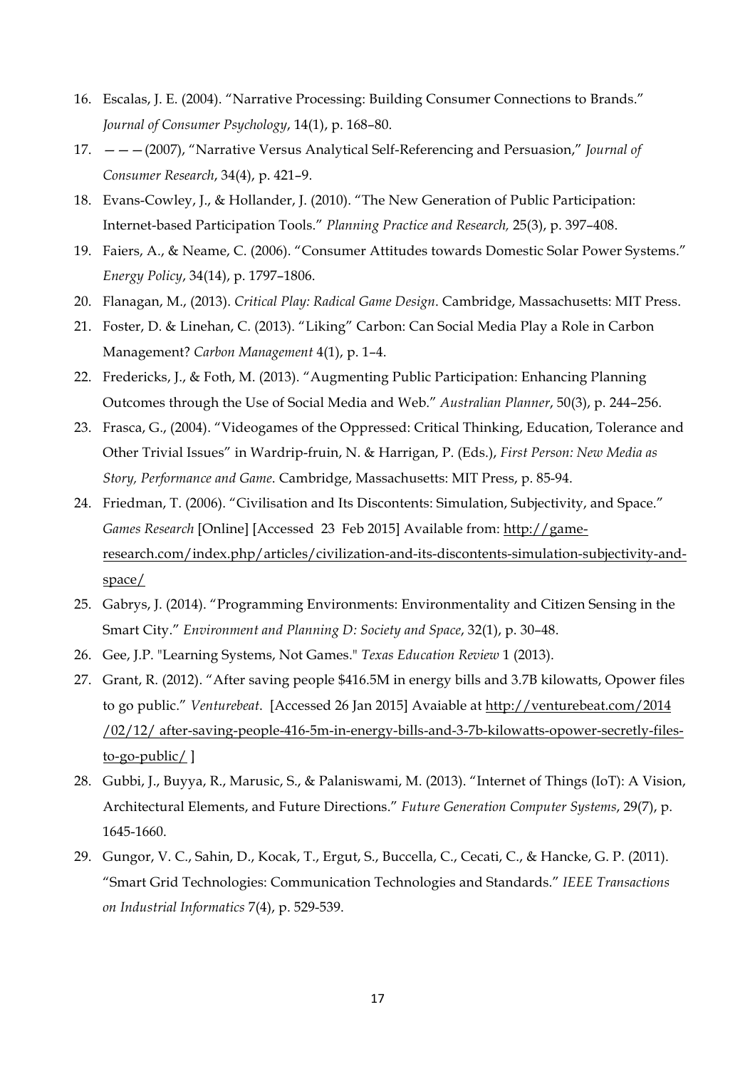16. Escalas, J. E. (2004). "Narrative Processing: Building Consumer Connections to Brands." *Journal of Consumer Psychology*, 14(1), p. 168–80.
17. ———(2007), "Narrative Versus Analytical Self-Referencing and Persuasion," *Journal of Consumer Research*, 34(4), p. 421–9.
18. Evans-Cowley, J., & Hollander, J. (2010). "The New Generation of Public Participation: Internet-based Participation Tools." *Planning Practice and Research,* 25(3), p. 397–408.
19. Faiers, A., & Neame, C. (2006). "Consumer Attitudes towards Domestic Solar Power Systems." *Energy Policy*, 34(14), p. 1797–1806.
20. Flanagan, M., (2013). *Critical Play: Radical Game Design*. Cambridge, Massachusetts: MIT Press.
21. Foster, D. & Linehan, C. (2013). "Liking" Carbon: Can Social Media Play a Role in Carbon Management? *Carbon Management* 4(1), p. 1–4.
22. Fredericks, J., & Foth, M. (2013). "Augmenting Public Participation: Enhancing Planning Outcomes through the Use of Social Media and Web." *Australian Planner*, 50(3), p. 244–256.
23. Frasca, G., (2004). "Videogames of the Oppressed: Critical Thinking, Education, Tolerance and Other Trivial Issues" in Wardrip-fruin, N. & Harrigan, P. (Eds.), *First Person: New Media as Story, Performance and Game*. Cambridge, Massachusetts: MIT Press, p. 85-94.
24. Friedman, T. (2006). "Civilisation and Its Discontents: Simulation, Subjectivity, and Space." *Games Research* [Online] [Accessed 23 Feb 2015] Available from: http://game-research.com/index.php/articles/civilization-and-its-discontents-simulation-subjectivity-and-space/
25. Gabrys, J. (2014). "Programming Environments: Environmentality and Citizen Sensing in the Smart City." *Environment and Planning D: Society and Space*, 32(1), p. 30–48.
26. Gee, J.P. "Learning Systems, Not Games." *Texas Education Review* 1 (2013).
27. Grant, R. (2012). "After saving people $416.5M in energy bills and 3.7B kilowatts, Opower files to go public." *Venturebeat*. [Accessed 26 Jan 2015] Avaiable at http://venturebeat.com/2014/02/12/after-saving-people-416-5m-in-energy-bills-and-3-7b-kilowatts-opower-secretly-files-to-go-public/ ]
28. Gubbi, J., Buyya, R., Marusic, S., & Palaniswami, M. (2013). "Internet of Things (IoT): A Vision, Architectural Elements, and Future Directions." *Future Generation Computer Systems*, 29(7), p. 1645-1660.
29. Gungor, V. C., Sahin, D., Kocak, T., Ergut, S., Buccella, C., Cecati, C., & Hancke, G. P. (2011). "Smart Grid Technologies: Communication Technologies and Standards." *IEEE Transactions on Industrial Informatics* 7(4), p. 529-539.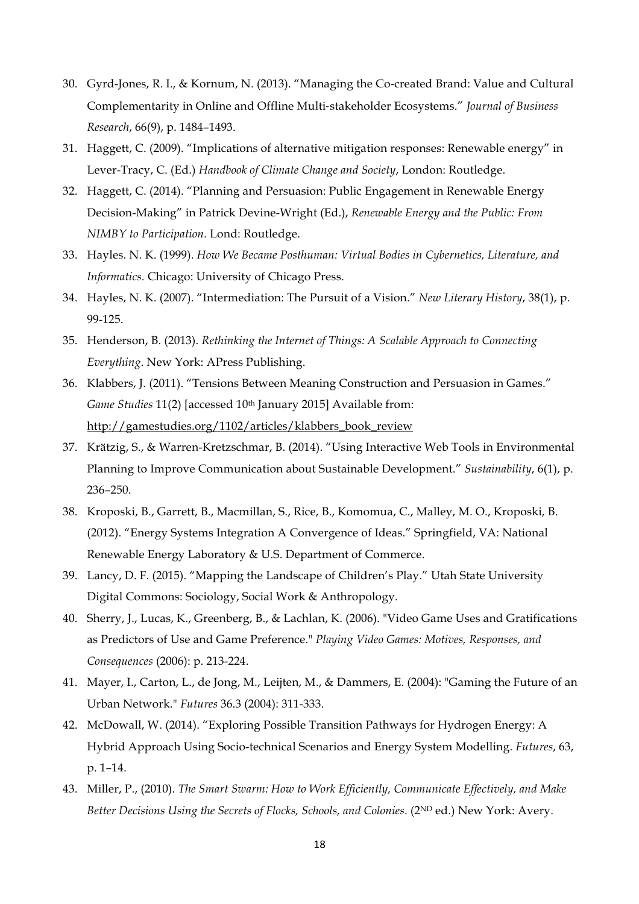30. Gyrd-Jones, R. I., & Kornum, N. (2013). “Managing the Co-created Brand: Value and Cultural Complementarity in Online and Offline Multi-stakeholder Ecosystems.” *Journal of Business Research*, 66(9), p. 1484–1493.
31. Haggett, C. (2009). “Implications of alternative mitigation responses: Renewable energy” in Lever-Tracy, C. (Ed.) *Handbook of Climate Change and Society*, London: Routledge.
32. Haggett, C. (2014). “Planning and Persuasion: Public Engagement in Renewable Energy Decision-Making” in Patrick Devine-Wright (Ed.), *Renewable Energy and the Public: From NIMBY to Participation.* Lond: Routledge.
33. Hayles. N. K. (1999). *How We Became Posthuman: Virtual Bodies in Cybernetics, Literature, and Informatics.* Chicago: University of Chicago Press.
34. Hayles, N. K. (2007). “Intermediation: The Pursuit of a Vision.” *New Literary History*, 38(1), p. 99-125.
35. Henderson, B. (2013). *Rethinking the Internet of Things: A Scalable Approach to Connecting Everything*. New York: APress Publishing.
36. Klabbers, J. (2011). “Tensions Between Meaning Construction and Persuasion in Games.” *Game Studies* 11(2) [accessed 10th January 2015] Available from: http://gamestudies.org/1102/articles/klabbers_book_review
37. Krätzig, S., & Warren-Kretzschmar, B. (2014). “Using Interactive Web Tools in Environmental Planning to Improve Communication about Sustainable Development.” *Sustainability*, 6(1), p. 236–250.
38. Kroposki, B., Garrett, B., Macmillan, S., Rice, B., Komomua, C., Malley, M. O., Kroposki, B. (2012). “Energy Systems Integration A Convergence of Ideas.” Springfield, VA: National Renewable Energy Laboratory & U.S. Department of Commerce.
39. Lancy, D. F. (2015). “Mapping the Landscape of Children’s Play.” Utah State University Digital Commons: Sociology, Social Work & Anthropology.
40. Sherry, J., Lucas, K., Greenberg, B., & Lachlan, K. (2006). "Video Game Uses and Gratifications as Predictors of Use and Game Preference." *Playing Video Games: Motives, Responses, and Consequences* (2006): p. 213-224.
41. Mayer, I., Carton, L., de Jong, M., Leijten, M., & Dammers, E. (2004): "Gaming the Future of an Urban Network." *Futures* 36.3 (2004): 311-333.
42. McDowall, W. (2014). “Exploring Possible Transition Pathways for Hydrogen Energy: A Hybrid Approach Using Socio-technical Scenarios and Energy System Modelling. *Futures*, 63, p. 1–14.
43. Miller, P., (2010). *The Smart Swarm: How to Work Efficiently, Communicate Effectively, and Make Better Decisions Using the Secrets of Flocks, Schools, and Colonies*. (2ND ed.) New York: Avery.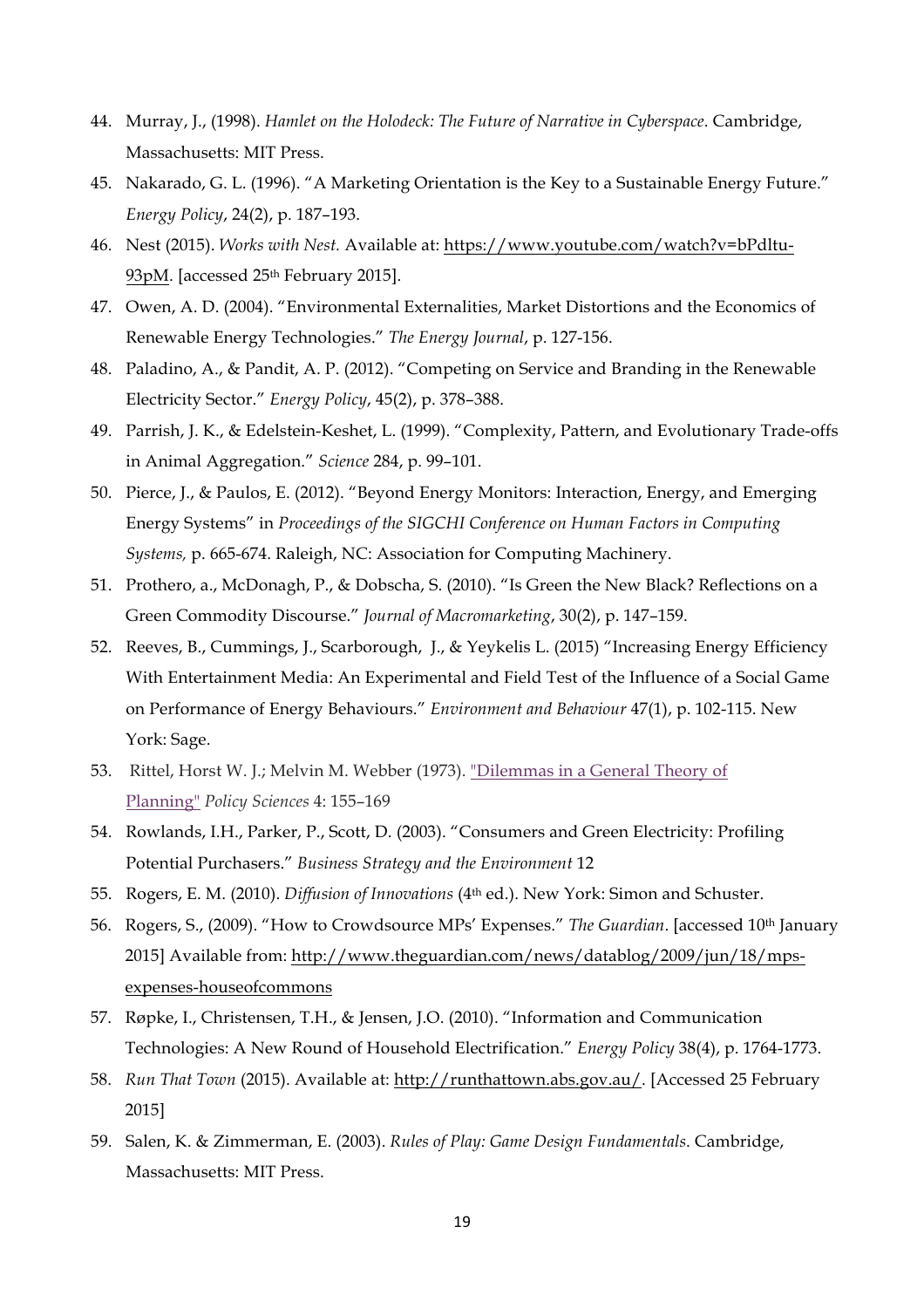44. Murray, J., (1998). *Hamlet on the Holodeck: The Future of Narrative in Cyberspace*. Cambridge, Massachusetts: MIT Press.
45. Nakarado, G. L. (1996). "A Marketing Orientation is the Key to a Sustainable Energy Future." *Energy Policy*, 24(2), p. 187–193.
46. Nest (2015). *Works with Nest.* Available at: https://www.youtube.com/watch?v=bPdltu-93pM. [accessed 25th February 2015].
47. Owen, A. D. (2004). "Environmental Externalities, Market Distortions and the Economics of Renewable Energy Technologies." *The Energy Journal*, p. 127-156.
48. Paladino, A., & Pandit, A. P. (2012). "Competing on Service and Branding in the Renewable Electricity Sector." *Energy Policy*, 45(2), p. 378–388.
49. Parrish, J. K., & Edelstein-Keshet, L. (1999). "Complexity, Pattern, and Evolutionary Trade-offs in Animal Aggregation." *Science* 284, p. 99–101.
50. Pierce, J., & Paulos, E. (2012). "Beyond Energy Monitors: Interaction, Energy, and Emerging Energy Systems" in *Proceedings of the SIGCHI Conference on Human Factors in Computing Systems,* p. 665-674. Raleigh, NC: Association for Computing Machinery.
51. Prothero, a., McDonagh, P., & Dobscha, S. (2010). "Is Green the New Black? Reflections on a Green Commodity Discourse." *Journal of Macromarketing*, 30(2), p. 147–159.
52. Reeves, B., Cummings, J., Scarborough, J., & Yeykelis L. (2015) "Increasing Energy Efficiency With Entertainment Media: An Experimental and Field Test of the Influence of a Social Game on Performance of Energy Behaviours." *Environment and Behaviour* 47(1), p. 102-115. New York: Sage.
53. Rittel, Horst W. J.; Melvin M. Webber (1973). "Dilemmas in a General Theory of Planning" *Policy Sciences* 4: 155–169
54. Rowlands, I.H., Parker, P., Scott, D. (2003). "Consumers and Green Electricity: Profiling Potential Purchasers." *Business Strategy and the Environment* 12
55. Rogers, E. M. (2010). *Diffusion of Innovations* (4th ed.). New York: Simon and Schuster.
56. Rogers, S., (2009). "How to Crowdsource MPs' Expenses." *The Guardian*. [accessed 10th January 2015] Available from: http://www.theguardian.com/news/datablog/2009/jun/18/mps-expenses-houseofcommons
57. Røpke, I., Christensen, T.H., & Jensen, J.O. (2010). "Information and Communication Technologies: A New Round of Household Electrification." *Energy Policy* 38(4), p. 1764-1773.
58. *Run That Town* (2015). Available at: http://runthattown.abs.gov.au/. [Accessed 25 February 2015]
59. Salen, K. & Zimmerman, E. (2003). *Rules of Play: Game Design Fundamentals*. Cambridge, Massachusetts: MIT Press.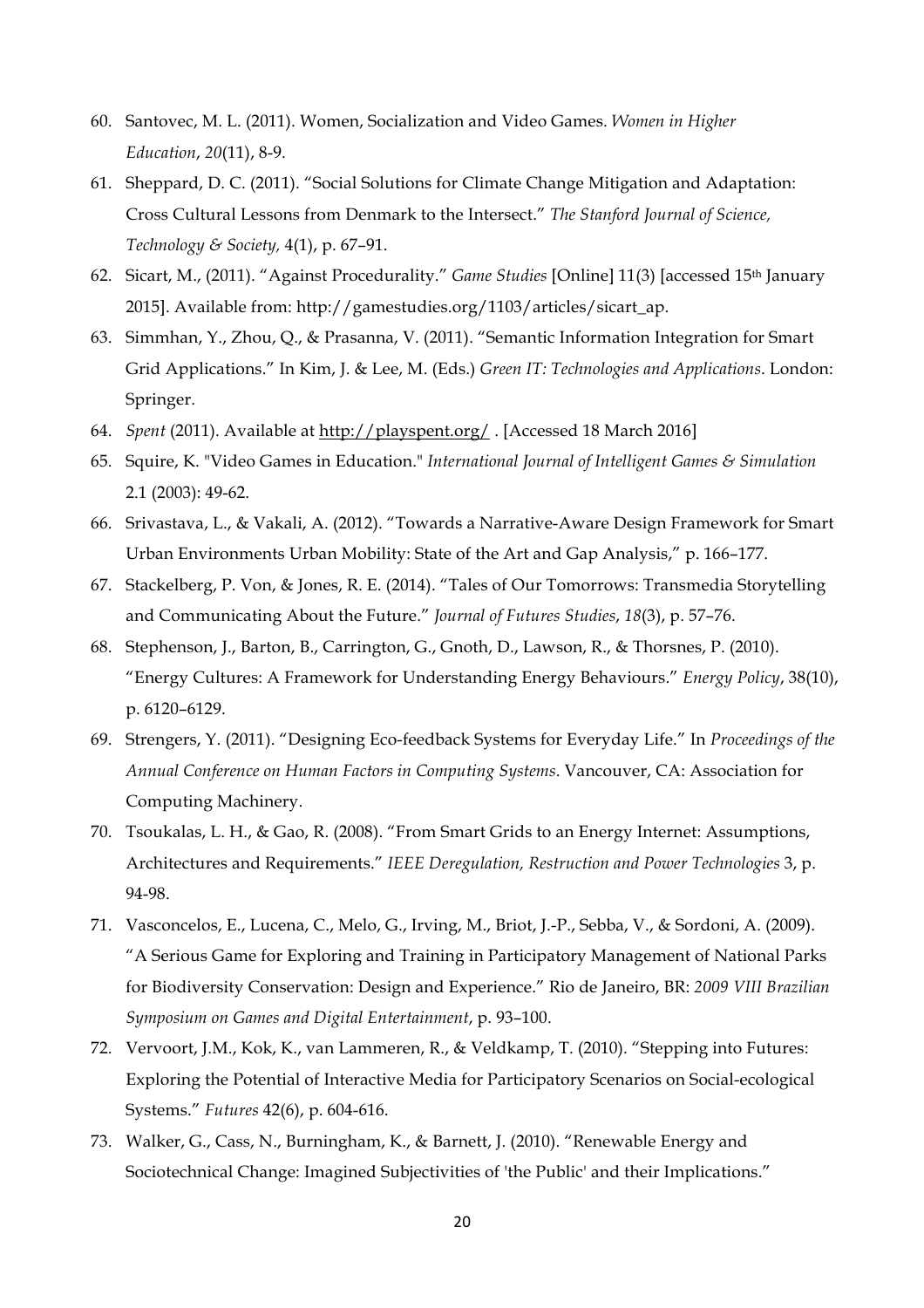60. Santovec, M. L. (2011). Women, Socialization and Video Games. *Women in Higher Education*, *20*(11), 8-9.
61. Sheppard, D. C. (2011). "Social Solutions for Climate Change Mitigation and Adaptation: Cross Cultural Lessons from Denmark to the Intersect." *The Stanford Journal of Science, Technology & Society,* 4(1), p. 67–91.
62. Sicart, M., (2011). "Against Procedurality." *Game Studies* [Online] 11(3) [accessed 15th January 2015]. Available from: http://gamestudies.org/1103/articles/sicart_ap.
63. Simmhan, Y., Zhou, Q., & Prasanna, V. (2011). "Semantic Information Integration for Smart Grid Applications." In Kim, J. & Lee, M. (Eds.) *Green IT: Technologies and Applications*. London: Springer.
64. *Spent* (2011). Available at http://playspent.org/ . [Accessed 18 March 2016]
65. Squire, K. "Video Games in Education." *International Journal of Intelligent Games & Simulation* 2.1 (2003): 49-62.
66. Srivastava, L., & Vakali, A. (2012). "Towards a Narrative-Aware Design Framework for Smart Urban Environments Urban Mobility: State of the Art and Gap Analysis," p. 166–177.
67. Stackelberg, P. Von, & Jones, R. E. (2014). "Tales of Our Tomorrows: Transmedia Storytelling and Communicating About the Future." *Journal of Futures Studies*, *18*(3), p. 57–76.
68. Stephenson, J., Barton, B., Carrington, G., Gnoth, D., Lawson, R., & Thorsnes, P. (2010). "Energy Cultures: A Framework for Understanding Energy Behaviours." *Energy Policy*, 38(10), p. 6120–6129.
69. Strengers, Y. (2011). "Designing Eco-feedback Systems for Everyday Life." In *Proceedings of the Annual Conference on Human Factors in Computing Systems*. Vancouver, CA: Association for Computing Machinery.
70. Tsoukalas, L. H., & Gao, R. (2008). "From Smart Grids to an Energy Internet: Assumptions, Architectures and Requirements." *IEEE Deregulation, Restruction and Power Technologies* 3, p. 94-98.
71. Vasconcelos, E., Lucena, C., Melo, G., Irving, M., Briot, J.-P., Sebba, V., & Sordoni, A. (2009). "A Serious Game for Exploring and Training in Participatory Management of National Parks for Biodiversity Conservation: Design and Experience." Rio de Janeiro, BR: *2009 VIII Brazilian Symposium on Games and Digital Entertainment*, p. 93–100.
72. Vervoort, J.M., Kok, K., van Lammeren, R., & Veldkamp, T. (2010). "Stepping into Futures: Exploring the Potential of Interactive Media for Participatory Scenarios on Social-ecological Systems." *Futures* 42(6), p. 604-616.
73. Walker, G., Cass, N., Burningham, K., & Barnett, J. (2010). "Renewable Energy and Sociotechnical Change: Imagined Subjectivities of 'the Public' and their Implications."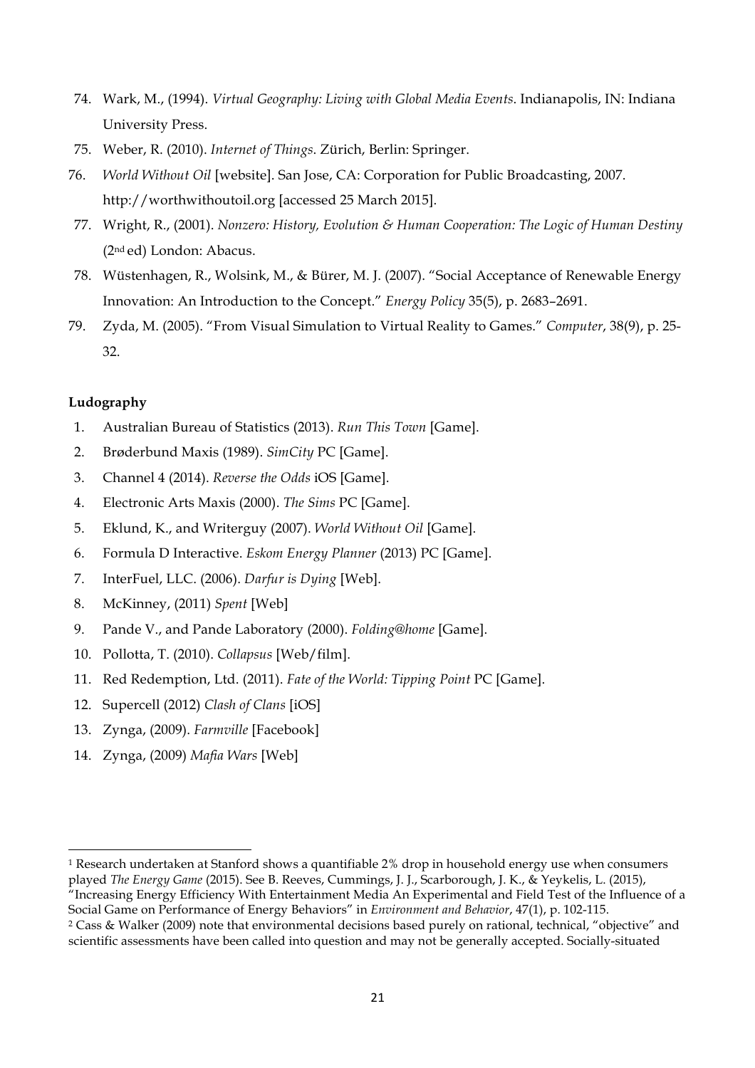74. Wark, M., (1994). *Virtual Geography: Living with Global Media Events*. Indianapolis, IN: Indiana University Press.
75. Weber, R. (2010). *Internet of Things*. Zürich, Berlin: Springer.
76. *World Without Oil* [website]. San Jose, CA: Corporation for Public Broadcasting, 2007. http://worthwithoutoil.org [accessed 25 March 2015].
77. Wright, R., (2001). *Nonzero: History, Evolution & Human Cooperation: The Logic of Human Destiny* (2nd ed) London: Abacus.
78. Wüstenhagen, R., Wolsink, M., & Bürer, M. J. (2007). "Social Acceptance of Renewable Energy Innovation: An Introduction to the Concept." *Energy Policy* 35(5), p. 2683–2691.
79. Zyda, M. (2005). "From Visual Simulation to Virtual Reality to Games." *Computer*, 38(9), p. 25-32.

**Ludography**

1. Australian Bureau of Statistics (2013). *Run This Town* [Game].
2. Brøderbund Maxis (1989). *SimCity* PC [Game].
3. Channel 4 (2014). *Reverse the Odds* iOS [Game].
4. Electronic Arts Maxis (2000). *The Sims* PC [Game].
5. Eklund, K., and Writerguy (2007). *World Without Oil* [Game].
6. Formula D Interactive. *Eskom Energy Planner* (2013) PC [Game].
7. InterFuel, LLC. (2006). *Darfur is Dying* [Web].
8. McKinney, (2011) *Spent* [Web]
9. Pande V., and Pande Laboratory (2000). *Folding@home* [Game].
10. Pollotta, T. (2010). *Collapsus* [Web/film].
11. Red Redemption, Ltd. (2011). *Fate of the World: Tipping Point* PC [Game].
12. Supercell (2012) *Clash of Clans* [iOS]
13. Zynga, (2009). *Farmville* [Facebook]
14. Zynga, (2009) *Mafia Wars* [Web]

---

[1] Research undertaken at Stanford shows a quantifiable 2% drop in household energy use when consumers played *The Energy Game* (2015). See B. Reeves, Cummings, J. J., Scarborough, J. K., & Yeykelis, L. (2015), "Increasing Energy Efficiency With Entertainment Media An Experimental and Field Test of the Influence of a Social Game on Performance of Energy Behaviors" in *Environment and Behavior*, 47(1), p. 102-115.

[2] Cass & Walker (2009) note that environmental decisions based purely on rational, technical, "objective" and scientific assessments have been called into question and may not be generally accepted. Socially-situated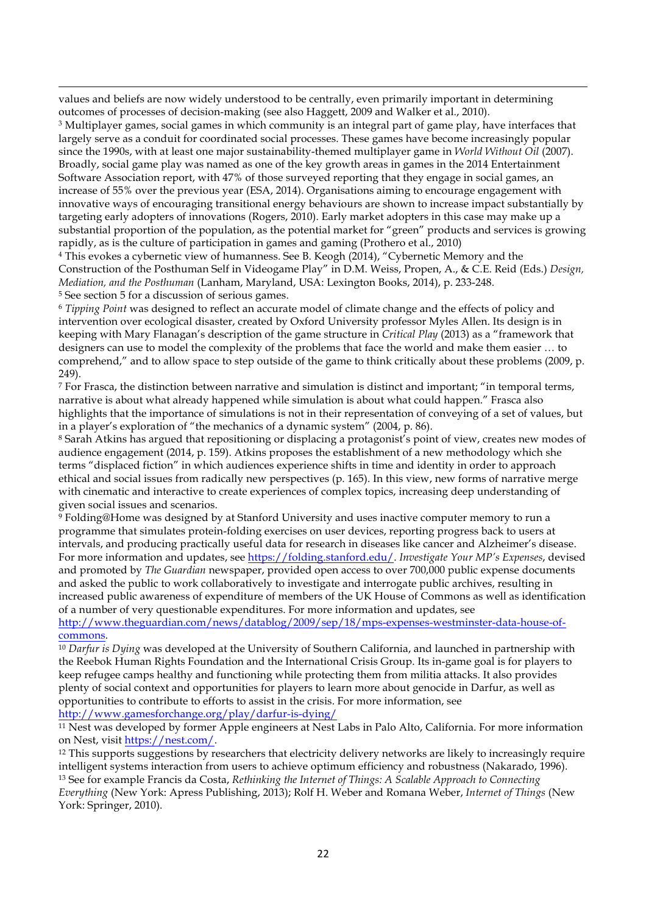values and beliefs are now widely understood to be centrally, even primarily important in determining outcomes of processes of decision-making (see also Haggett, 2009 and Walker et al., 2010).

[3] Multiplayer games, social games in which community is an integral part of game play, have interfaces that largely serve as a conduit for coordinated social processes. These games have become increasingly popular since the 1990s, with at least one major sustainability-themed multiplayer game in *World Without Oil* (2007). Broadly, social game play was named as one of the key growth areas in games in the 2014 Entertainment Software Association report, with 47% of those surveyed reporting that they engage in social games, an increase of 55% over the previous year (ESA, 2014). Organisations aiming to encourage engagement with innovative ways of encouraging transitional energy behaviours are shown to increase impact substantially by targeting early adopters of innovations (Rogers, 2010). Early market adopters in this case may make up a substantial proportion of the population, as the potential market for "green" products and services is growing rapidly, as is the culture of participation in games and gaming (Prothero et al., 2010)

[4] This evokes a cybernetic view of humanness. See B. Keogh (2014), "Cybernetic Memory and the Construction of the Posthuman Self in Videogame Play" in D.M. Weiss, Propen, A., & C.E. Reid (Eds.) *Design, Mediation, and the Posthuman* (Lanham, Maryland, USA: Lexington Books, 2014), p. 233-248.

[5] See section 5 for a discussion of serious games.

[6] *Tipping Point* was designed to reflect an accurate model of climate change and the effects of policy and intervention over ecological disaster, created by Oxford University professor Myles Allen. Its design is in keeping with Mary Flanagan's description of the game structure in *Critical Play* (2013) as a "framework that designers can use to model the complexity of the problems that face the world and make them easier … to comprehend," and to allow space to step outside of the game to think critically about these problems (2009, p. 249).

[7] For Frasca, the distinction between narrative and simulation is distinct and important; "in temporal terms, narrative is about what already happened while simulation is about what could happen." Frasca also highlights that the importance of simulations is not in their representation of conveying of a set of values, but in a player's exploration of "the mechanics of a dynamic system" (2004, p. 86).

[8] Sarah Atkins has argued that repositioning or displacing a protagonist's point of view, creates new modes of audience engagement (2014, p. 159). Atkins proposes the establishment of a new methodology which she terms "displaced fiction" in which audiences experience shifts in time and identity in order to approach ethical and social issues from radically new perspectives (p. 165). In this view, new forms of narrative merge with cinematic and interactive to create experiences of complex topics, increasing deep understanding of given social issues and scenarios.

[9] Folding@Home was designed by at Stanford University and uses inactive computer memory to run a programme that simulates protein-folding exercises on user devices, reporting progress back to users at intervals, and producing practically useful data for research in diseases like cancer and Alzheimer's disease. For more information and updates, see https://folding.stanford.edu/. *Investigate Your MP's Expenses*, devised and promoted by *The Guardian* newspaper, provided open access to over 700,000 public expense documents and asked the public to work collaboratively to investigate and interrogate public archives, resulting in increased public awareness of expenditure of members of the UK House of Commons as well as identification of a number of very questionable expenditures. For more information and updates, see http://www.theguardian.com/news/datablog/2009/sep/18/mps-expenses-westminster-data-house-of-commons.

[10] *Darfur is Dying* was developed at the University of Southern California, and launched in partnership with the Reebok Human Rights Foundation and the International Crisis Group. Its in-game goal is for players to keep refugee camps healthy and functioning while protecting them from militia attacks. It also provides plenty of social context and opportunities for players to learn more about genocide in Darfur, as well as opportunities to contribute to efforts to assist in the crisis. For more information, see http://www.gamesforchange.org/play/darfur-is-dying/

[11] Nest was developed by former Apple engineers at Nest Labs in Palo Alto, California. For more information on Nest, visit https://nest.com/.

[12] This supports suggestions by researchers that electricity delivery networks are likely to increasingly require intelligent systems interaction from users to achieve optimum efficiency and robustness (Nakarado, 1996).

[13] See for example Francis da Costa, *Rethinking the Internet of Things: A Scalable Approach to Connecting Everything* (New York: Apress Publishing, 2013); Rolf H. Weber and Romana Weber, *Internet of Things* (New York: Springer, 2010).